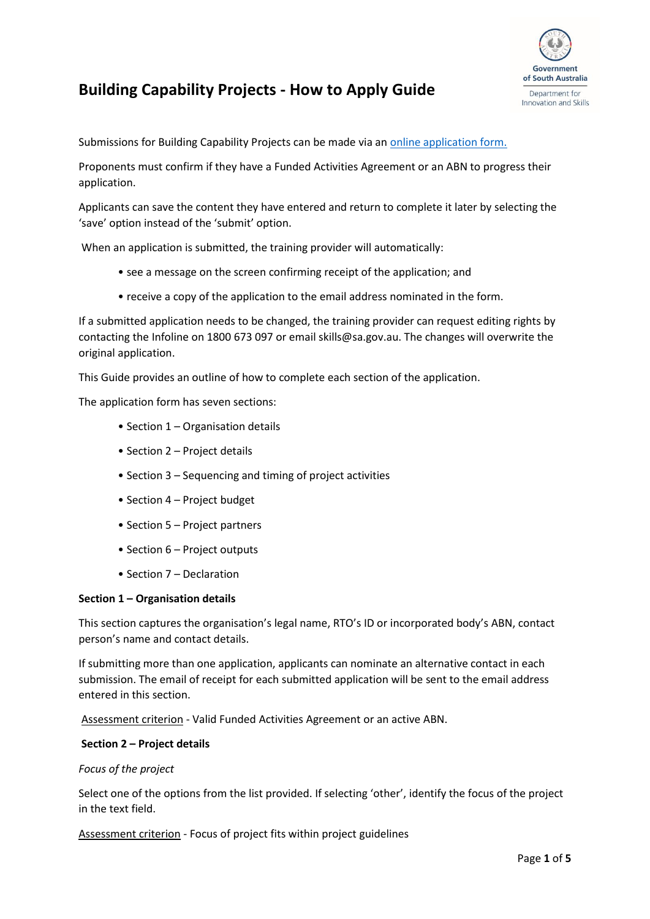# Building Capability Projects - How to Apply Guide

Submissions for Building Capability Projects can be made via an [online application form.]()

Proponents must confirm if they have a Funded Activities Agreement or an ABN to progress their application.

Applicants can save the content they have entered and return to complete it later by selecting the 'save' option instead of the 'submit' option.

When an application is submitted, the training provider will automatically:

- see a message on the screen confirming receipt of the application; and
- receive a copy of the application to the email address nominated in the form.

If a submitted application needs to be changed, the training provider can request editing rights by contacting the Infoline on 1800 673 097 or email skills@sa.gov.au. The changes will overwrite the original application.

This Guide provides an outline of how to complete each section of the application.

The application form has seven sections:

- Section 1 – Organisation details
- Section 2 – Project details
- Section 3 – Sequencing and timing of project activities
- Section 4 – Project budget
- Section 5 – Project partners
- Section 6 – Project outputs
- Section 7 – Declaration

**Section 1 – Organisation details**

This section captures the organisation's legal name, RTO's ID or incorporated body's ABN, contact person's name and contact details.

If submitting more than one application, applicants can nominate an alternative contact in each submission. The email of receipt for each submitted application will be sent to the email address entered in this section.

Assessment criterion - Valid Funded Activities Agreement or an active ABN.

**Section 2 – Project details**

*Focus of the project*

Select one of the options from the list provided. If selecting 'other', identify the focus of the project in the text field.

Assessment criterion - Focus of project fits within project guidelines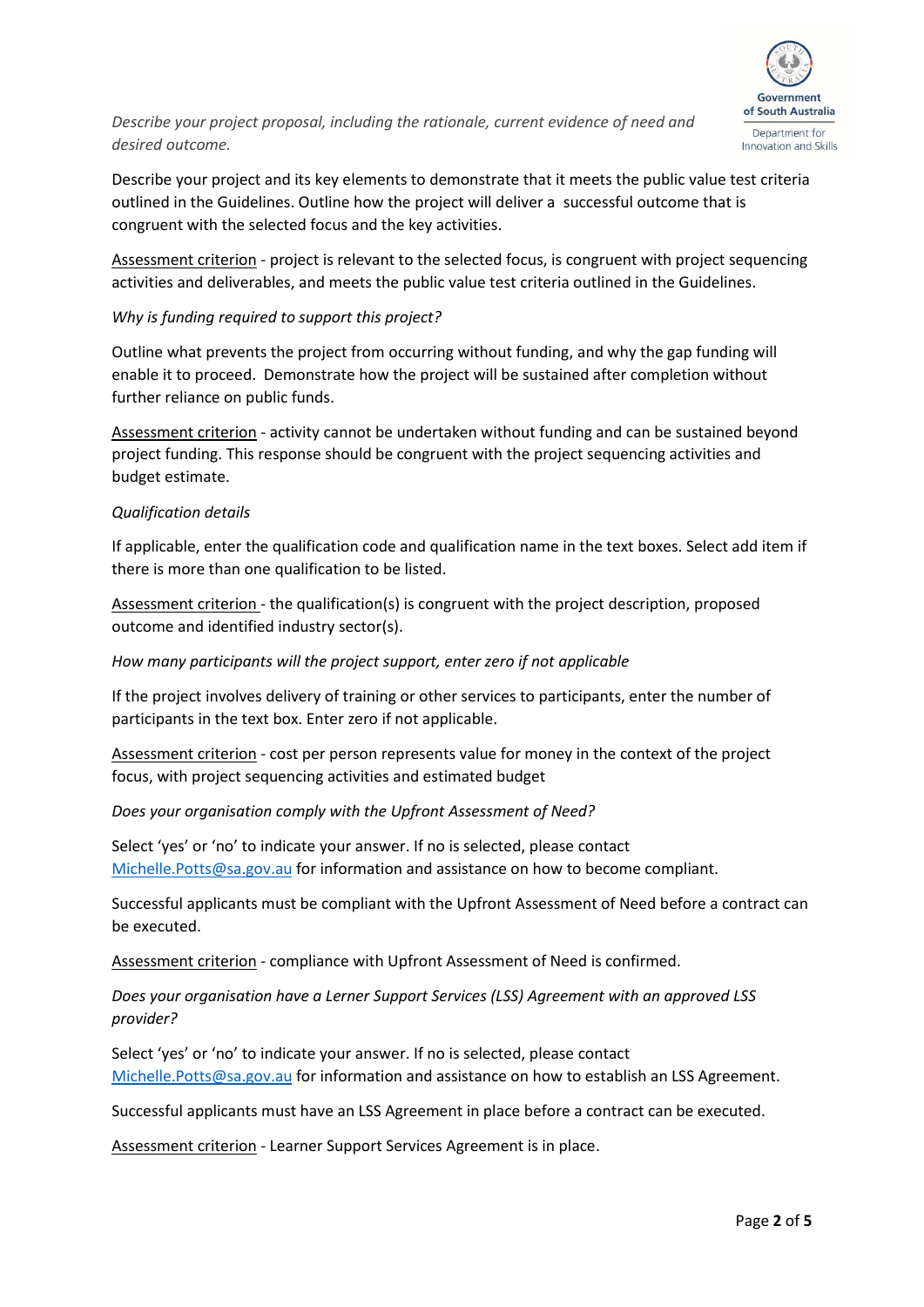*Describe your project proposal, including the rationale, current evidence of need and desired outcome.*

Describe your project and its key elements to demonstrate that it meets the public value test criteria outlined in the Guidelines. Outline how the project will deliver a successful outcome that is congruent with the selected focus and the key activities.

Assessment criterion - project is relevant to the selected focus, is congruent with project sequencing activities and deliverables, and meets the public value test criteria outlined in the Guidelines.

*Why is funding required to support this project?*

Outline what prevents the project from occurring without funding, and why the gap funding will enable it to proceed. Demonstrate how the project will be sustained after completion without further reliance on public funds.

Assessment criterion - activity cannot be undertaken without funding and can be sustained beyond project funding. This response should be congruent with the project sequencing activities and budget estimate.

*Qualification details*

If applicable, enter the qualification code and qualification name in the text boxes. Select add item if there is more than one qualification to be listed.

Assessment criterion - the qualification(s) is congruent with the project description, proposed outcome and identified industry sector(s).

*How many participants will the project support, enter zero if not applicable*

If the project involves delivery of training or other services to participants, enter the number of participants in the text box. Enter zero if not applicable.

Assessment criterion - cost per person represents value for money in the context of the project focus, with project sequencing activities and estimated budget

*Does your organisation comply with the Upfront Assessment of Need?*

Select 'yes' or 'no' to indicate your answer. If no is selected, please contact Michelle.Potts@sa.gov.au for information and assistance on how to become compliant.

Successful applicants must be compliant with the Upfront Assessment of Need before a contract can be executed.

Assessment criterion - compliance with Upfront Assessment of Need is confirmed.

*Does your organisation have a Lerner Support Services (LSS) Agreement with an approved LSS provider?*

Select 'yes' or 'no' to indicate your answer. If no is selected, please contact Michelle.Potts@sa.gov.au for information and assistance on how to establish an LSS Agreement.

Successful applicants must have an LSS Agreement in place before a contract can be executed.

Assessment criterion - Learner Support Services Agreement is in place.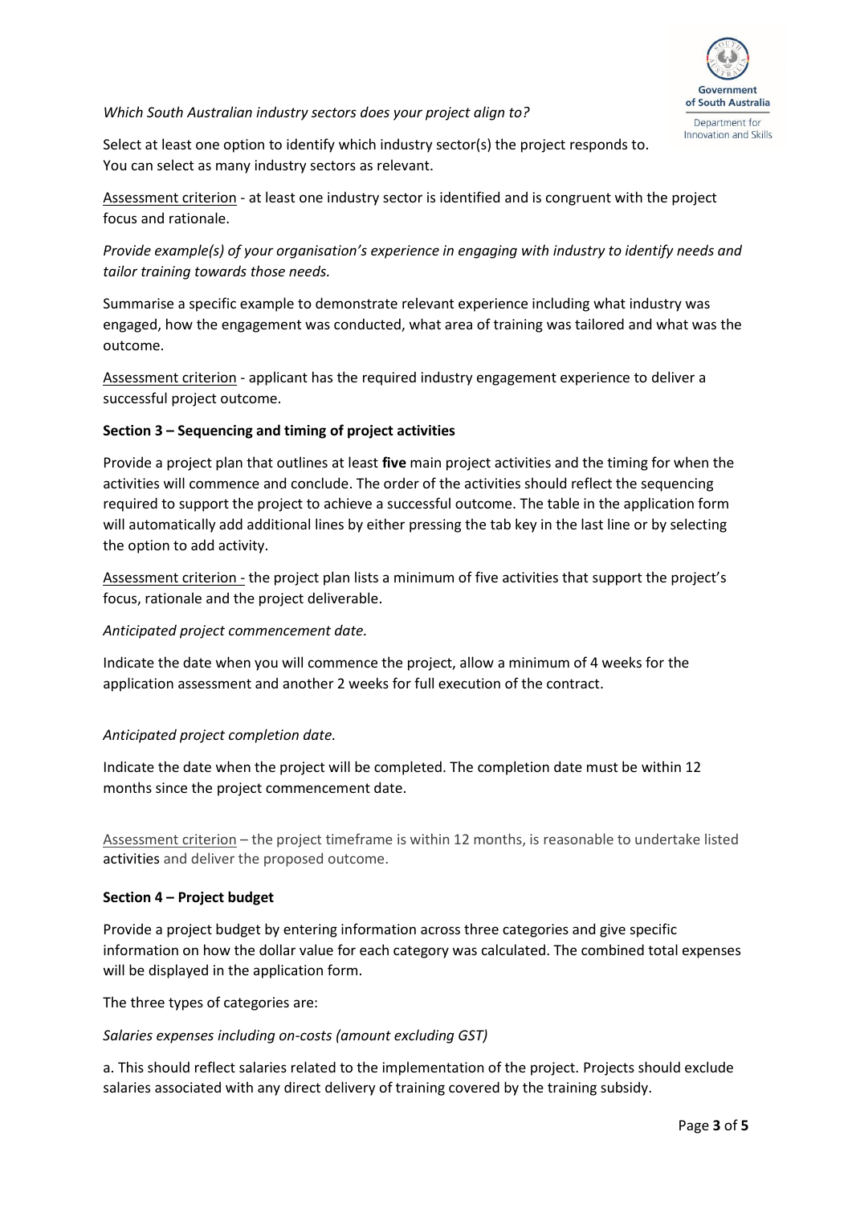*Which South Australian industry sectors does your project align to?*

Select at least one option to identify which industry sector(s) the project responds to. You can select as many industry sectors as relevant.

Assessment criterion - at least one industry sector is identified and is congruent with the project focus and rationale.

*Provide example(s) of your organisation's experience in engaging with industry to identify needs and tailor training towards those needs.*

Summarise a specific example to demonstrate relevant experience including what industry was engaged, how the engagement was conducted, what area of training was tailored and what was the outcome.

Assessment criterion - applicant has the required industry engagement experience to deliver a successful project outcome.

**Section 3 – Sequencing and timing of project activities**

Provide a project plan that outlines at least **five** main project activities and the timing for when the activities will commence and conclude. The order of the activities should reflect the sequencing required to support the project to achieve a successful outcome. The table in the application form will automatically add additional lines by either pressing the tab key in the last line or by selecting the option to add activity.

Assessment criterion - the project plan lists a minimum of five activities that support the project's focus, rationale and the project deliverable.

*Anticipated project commencement date.*

Indicate the date when you will commence the project, allow a minimum of 4 weeks for the application assessment and another 2 weeks for full execution of the contract.

*Anticipated project completion date.*

Indicate the date when the project will be completed. The completion date must be within 12 months since the project commencement date.

Assessment criterion – the project timeframe is within 12 months, is reasonable to undertake listed activities and deliver the proposed outcome.

**Section 4 – Project budget**

Provide a project budget by entering information across three categories and give specific information on how the dollar value for each category was calculated. The combined total expenses will be displayed in the application form.

The three types of categories are:

*Salaries expenses including on-costs (amount excluding GST)*

a. This should reflect salaries related to the implementation of the project. Projects should exclude salaries associated with any direct delivery of training covered by the training subsidy.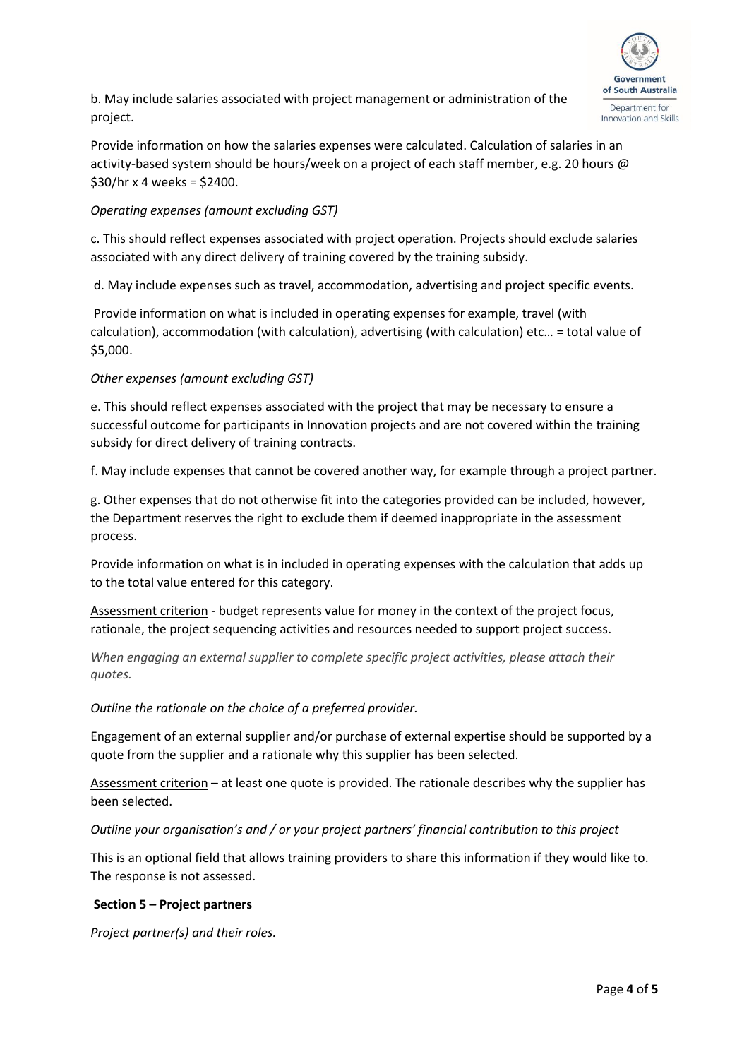b. May include salaries associated with project management or administration of the project.

Provide information on how the salaries expenses were calculated. Calculation of salaries in an activity-based system should be hours/week on a project of each staff member, e.g. 20 hours @ $30/hr x 4 weeks = $2400.

*Operating expenses (amount excluding GST)*

c. This should reflect expenses associated with project operation. Projects should exclude salaries associated with any direct delivery of training covered by the training subsidy.

d. May include expenses such as travel, accommodation, advertising and project specific events.

Provide information on what is included in operating expenses for example, travel (with calculation), accommodation (with calculation), advertising (with calculation) etc… = total value of $5,000.

*Other expenses (amount excluding GST)*

e. This should reflect expenses associated with the project that may be necessary to ensure a successful outcome for participants in Innovation projects and are not covered within the training subsidy for direct delivery of training contracts.

f. May include expenses that cannot be covered another way, for example through a project partner.

g. Other expenses that do not otherwise fit into the categories provided can be included, however, the Department reserves the right to exclude them if deemed inappropriate in the assessment process.

Provide information on what is in included in operating expenses with the calculation that adds up to the total value entered for this category.

Assessment criterion - budget represents value for money in the context of the project focus, rationale, the project sequencing activities and resources needed to support project success.

*When engaging an external supplier to complete specific project activities, please attach their quotes.*

*Outline the rationale on the choice of a preferred provider.*

Engagement of an external supplier and/or purchase of external expertise should be supported by a quote from the supplier and a rationale why this supplier has been selected.

Assessment criterion – at least one quote is provided. The rationale describes why the supplier has been selected.

*Outline your organisation's and / or your project partners' financial contribution to this project*

This is an optional field that allows training providers to share this information if they would like to. The response is not assessed.

**Section 5 – Project partners**

*Project partner(s) and their roles.*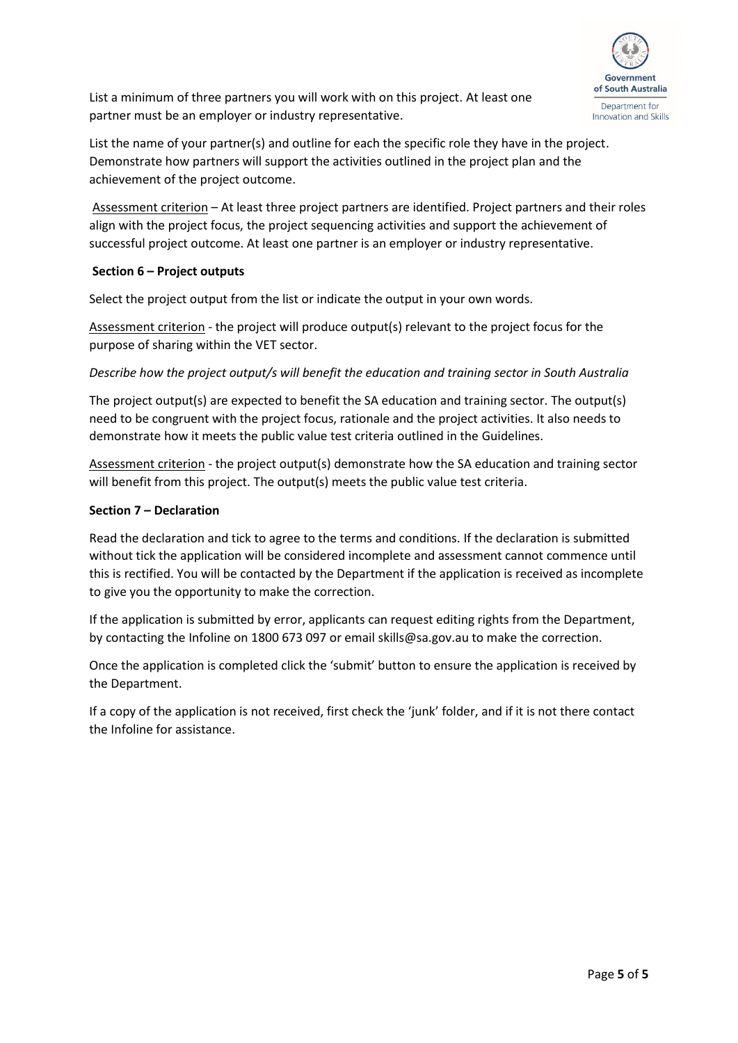List a minimum of three partners you will work with on this project. At least one partner must be an employer or industry representative.

List the name of your partner(s) and outline for each the specific role they have in the project. Demonstrate how partners will support the activities outlined in the project plan and the achievement of the project outcome.

Assessment criterion – At least three project partners are identified. Project partners and their roles align with the project focus, the project sequencing activities and support the achievement of successful project outcome. At least one partner is an employer or industry representative.

**Section 6 – Project outputs**

Select the project output from the list or indicate the output in your own words.

Assessment criterion - the project will produce output(s) relevant to the project focus for the purpose of sharing within the VET sector.

*Describe how the project output/s will benefit the education and training sector in South Australia*

The project output(s) are expected to benefit the SA education and training sector. The output(s) need to be congruent with the project focus, rationale and the project activities. It also needs to demonstrate how it meets the public value test criteria outlined in the Guidelines.

Assessment criterion - the project output(s) demonstrate how the SA education and training sector will benefit from this project. The output(s) meets the public value test criteria.

**Section 7 – Declaration**

Read the declaration and tick to agree to the terms and conditions. If the declaration is submitted without tick the application will be considered incomplete and assessment cannot commence until this is rectified. You will be contacted by the Department if the application is received as incomplete to give you the opportunity to make the correction.

If the application is submitted by error, applicants can request editing rights from the Department, by contacting the Infoline on 1800 673 097 or email skills@sa.gov.au to make the correction.

Once the application is completed click the 'submit' button to ensure the application is received by the Department.

If a copy of the application is not received, first check the 'junk' folder, and if it is not there contact the Infoline for assistance.